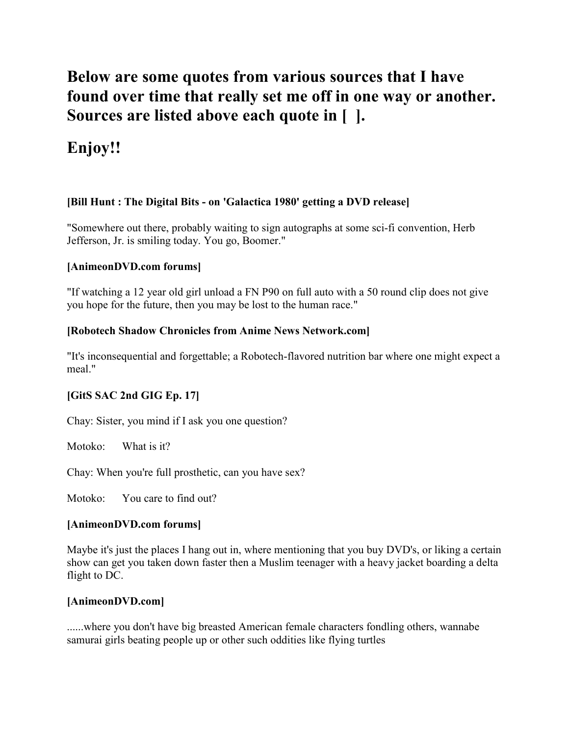## Below are some quotes from various sources that I have found over time that really set me off in one way or another. Sources are listed above each quote in [ ].

## Enjoy!!

**[Bill Hunt : The Digital Bits - on 'Galactica 1980' getting a DVD release]**

"Somewhere out there, probably waiting to sign autographs at some sci-fi convention, Herb Jefferson, Jr. is smiling today. You go, Boomer."

**[AnimeonDVD.com forums]**

"If watching a 12 year old girl unload a FN P90 on full auto with a 50 round clip does not give you hope for the future, then you may be lost to the human race."

**[Robotech Shadow Chronicles from Anime News Network.com]**

"It's inconsequential and forgettable; a Robotech-flavored nutrition bar where one might expect a meal."

**[GitS SAC 2nd GIG Ep. 17]**

Chay: Sister, you mind if I ask you one question?

Motoko: What is it?

Chay: When you're full prosthetic, can you have sex?

Motoko: You care to find out?

**[AnimeonDVD.com forums]**

Maybe it's just the places I hang out in, where mentioning that you buy DVD's, or liking a certain show can get you taken down faster then a Muslim teenager with a heavy jacket boarding a delta flight to DC.

**[AnimeonDVD.com]**

......where you don't have big breasted American female characters fondling others, wannabe samurai girls beating people up or other such oddities like flying turtles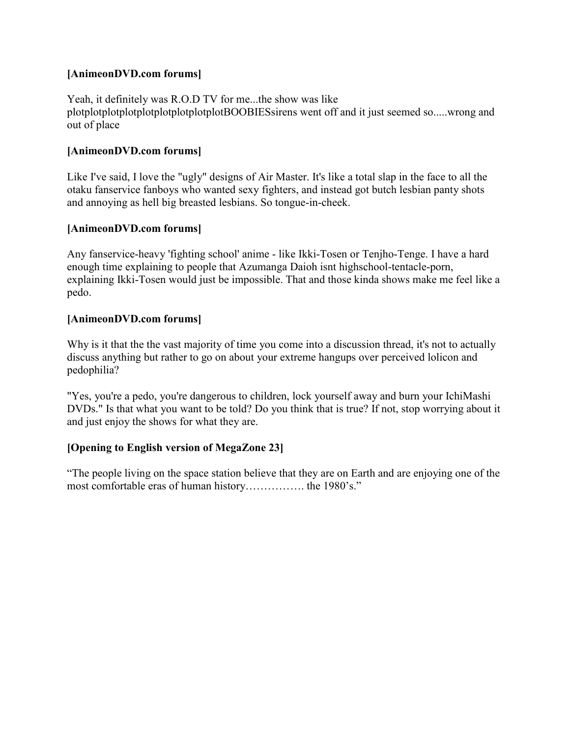**[AnimeonDVD.com forums]**

Yeah, it definitely was R.O.D TV for me...the show was like plotplotplotplotplotplotplotplotplotBOOBIESsirens went off and it just seemed so.....wrong and out of place

**[AnimeonDVD.com forums]**

Like I've said, I love the "ugly" designs of Air Master. It's like a total slap in the face to all the otaku fanservice fanboys who wanted sexy fighters, and instead got butch lesbian panty shots and annoying as hell big breasted lesbians. So tongue-in-cheek.

**[AnimeonDVD.com forums]**

Any fanservice-heavy 'fighting school' anime - like Ikki-Tosen or Tenjho-Tenge. I have a hard enough time explaining to people that Azumanga Daioh isnt highschool-tentacle-porn, explaining Ikki-Tosen would just be impossible. That and those kinda shows make me feel like a pedo.

**[AnimeonDVD.com forums]**

Why is it that the the vast majority of time you come into a discussion thread, it's not to actually discuss anything but rather to go on about your extreme hangups over perceived lolicon and pedophilia?

"Yes, you're a pedo, you're dangerous to children, lock yourself away and burn your IchiMashi DVDs." Is that what you want to be told? Do you think that is true? If not, stop worrying about it and just enjoy the shows for what they are.

**[Opening to English version of MegaZone 23]**

“The people living on the space station believe that they are on Earth and are enjoying one of the most comfortable eras of human history……………. the 1980’s.”